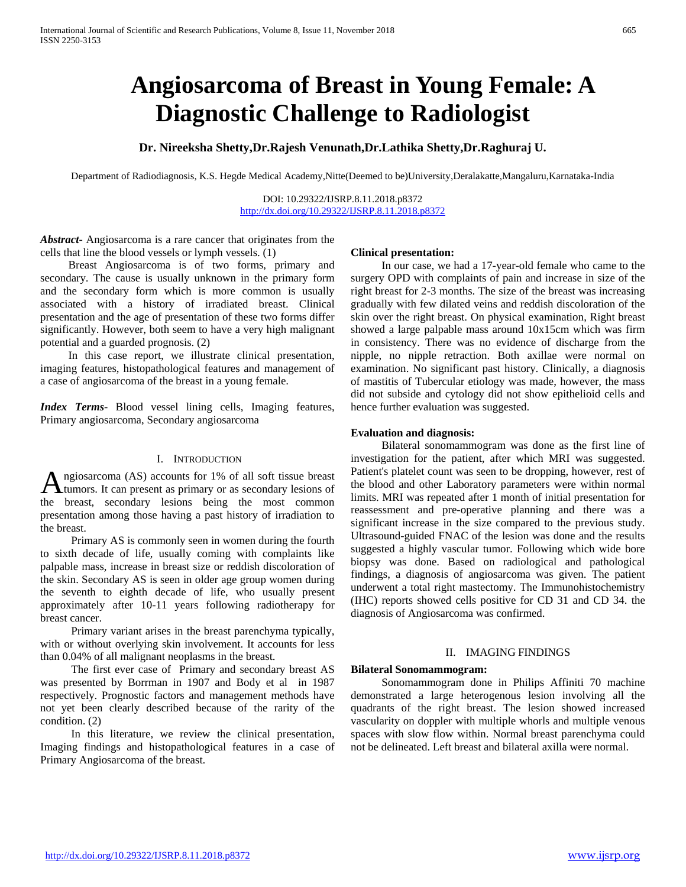# Angiosarcoma of Breast in Young Female: A Diagnostic Challenge to Radiologist

**Dr. Nireeksha Shetty,Dr.Rajesh Venunath,Dr.Lathika Shetty,Dr.Raghuraj U.**

Department of Radiodiagnosis, K.S. Hegde Medical Academy,Nitte(Deemed to be)University,Deralakatte,Mangaluru,Karnataka-India

DOI: 10.29322/IJSRP.8.11.2018.p8372
http://dx.doi.org/10.29322/IJSRP.8.11.2018.p8372

***Abstract*-** Angiosarcoma is a rare cancer that originates from the cells that line the blood vessels or lymph vessels. (1)

Breast Angiosarcoma is of two forms, primary and secondary. The cause is usually unknown in the primary form and the secondary form which is more common is usually associated with a history of irradiated breast. Clinical presentation and the age of presentation of these two forms differ significantly. However, both seem to have a very high malignant potential and a guarded prognosis. (2)

In this case report, we illustrate clinical presentation, imaging features, histopathological features and management of a case of angiosarcoma of the breast in a young female.

***Index Terms*-** Blood vessel lining cells, Imaging features, Primary angiosarcoma, Secondary angiosarcoma

## I. Introduction

Angiosarcoma (AS) accounts for 1% of all soft tissue breast tumors. It can present as primary or as secondary lesions of the breast, secondary lesions being the most common presentation among those having a past history of irradiation to the breast.

Primary AS is commonly seen in women during the fourth to sixth decade of life, usually coming with complaints like palpable mass, increase in breast size or reddish discoloration of the skin. Secondary AS is seen in older age group women during the seventh to eighth decade of life, who usually present approximately after 10-11 years following radiotherapy for breast cancer.

Primary variant arises in the breast parenchyma typically, with or without overlying skin involvement. It accounts for less than 0.04% of all malignant neoplasms in the breast.

The first ever case of Primary and secondary breast AS was presented by Borrman in 1907 and Body et al in 1987 respectively. Prognostic factors and management methods have not yet been clearly described because of the rarity of the condition. (2)

In this literature, we review the clinical presentation, Imaging findings and histopathological features in a case of Primary Angiosarcoma of the breast.

**Clinical presentation:**

In our case, we had a 17-year-old female who came to the surgery OPD with complaints of pain and increase in size of the right breast for 2-3 months. The size of the breast was increasing gradually with few dilated veins and reddish discoloration of the skin over the right breast. On physical examination, Right breast showed a large palpable mass around 10x15cm which was firm in consistency. There was no evidence of discharge from the nipple, no nipple retraction. Both axillae were normal on examination. No significant past history. Clinically, a diagnosis of mastitis of Tubercular etiology was made, however, the mass did not subside and cytology did not show epithelioid cells and hence further evaluation was suggested.

**Evaluation and diagnosis:**

Bilateral sonomammogram was done as the first line of investigation for the patient, after which MRI was suggested. Patient's platelet count was seen to be dropping, however, rest of the blood and other Laboratory parameters were within normal limits. MRI was repeated after 1 month of initial presentation for reassessment and pre-operative planning and there was a significant increase in the size compared to the previous study. Ultrasound-guided FNAC of the lesion was done and the results suggested a highly vascular tumor. Following which wide bore biopsy was done. Based on radiological and pathological findings, a diagnosis of angiosarcoma was given. The patient underwent a total right mastectomy. The Immunohistochemistry (IHC) reports showed cells positive for CD 31 and CD 34. the diagnosis of Angiosarcoma was confirmed.

## II. Imaging Findings

**Bilateral Sonomammogram:**

Sonomammogram done in Philips Affiniti 70 machine demonstrated a large heterogenous lesion involving all the quadrants of the right breast. The lesion showed increased vascularity on doppler with multiple whorls and multiple venous spaces with slow flow within. Normal breast parenchyma could not be delineated. Left breast and bilateral axilla were normal.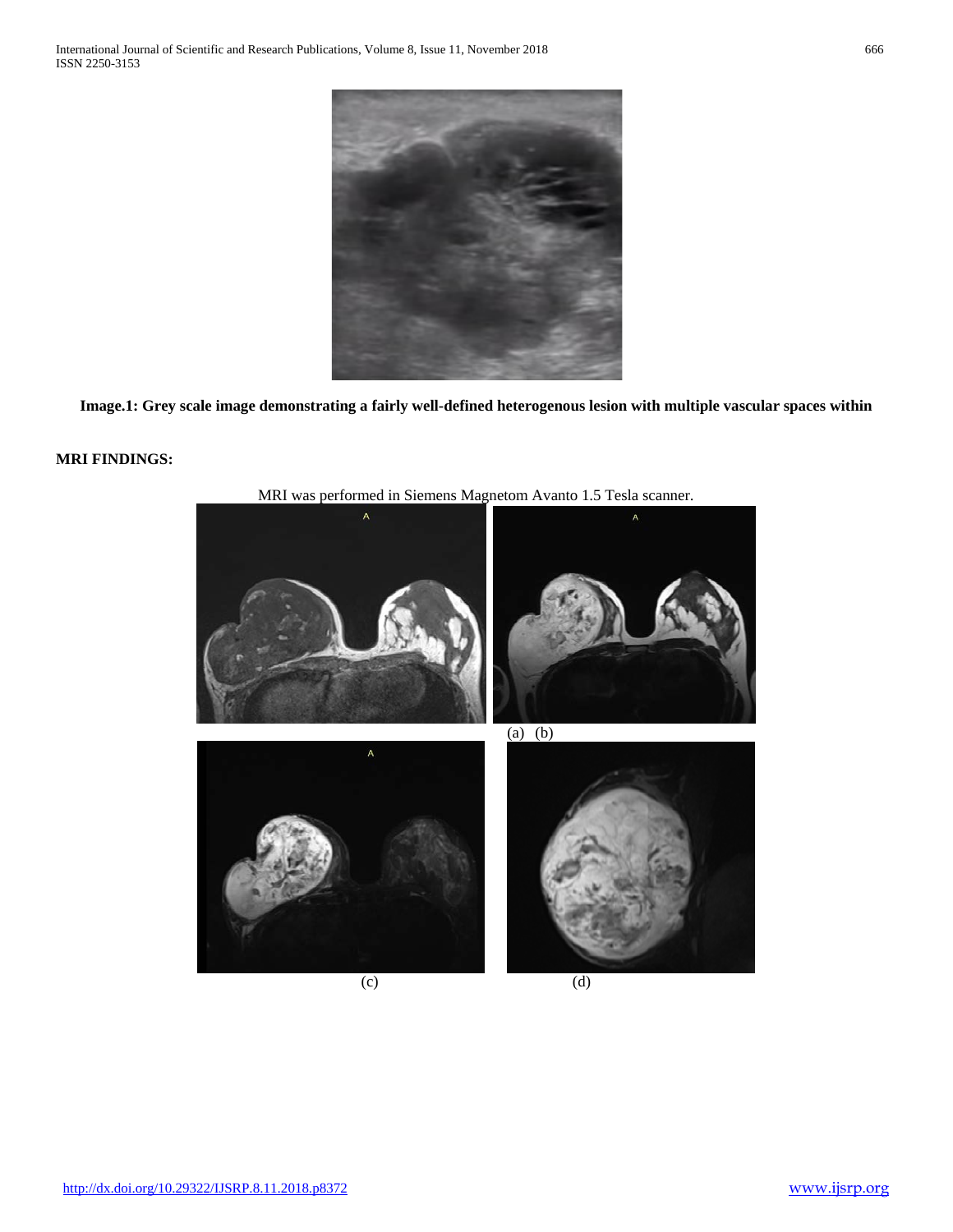**Image.1: Grey scale image demonstrating a fairly well-defined heterogenous lesion with multiple vascular spaces within**

**MRI FINDINGS:**

MRI was performed in Siemens Magnetom Avanto 1.5 Tesla scanner.

(a) (b)

(c) (d)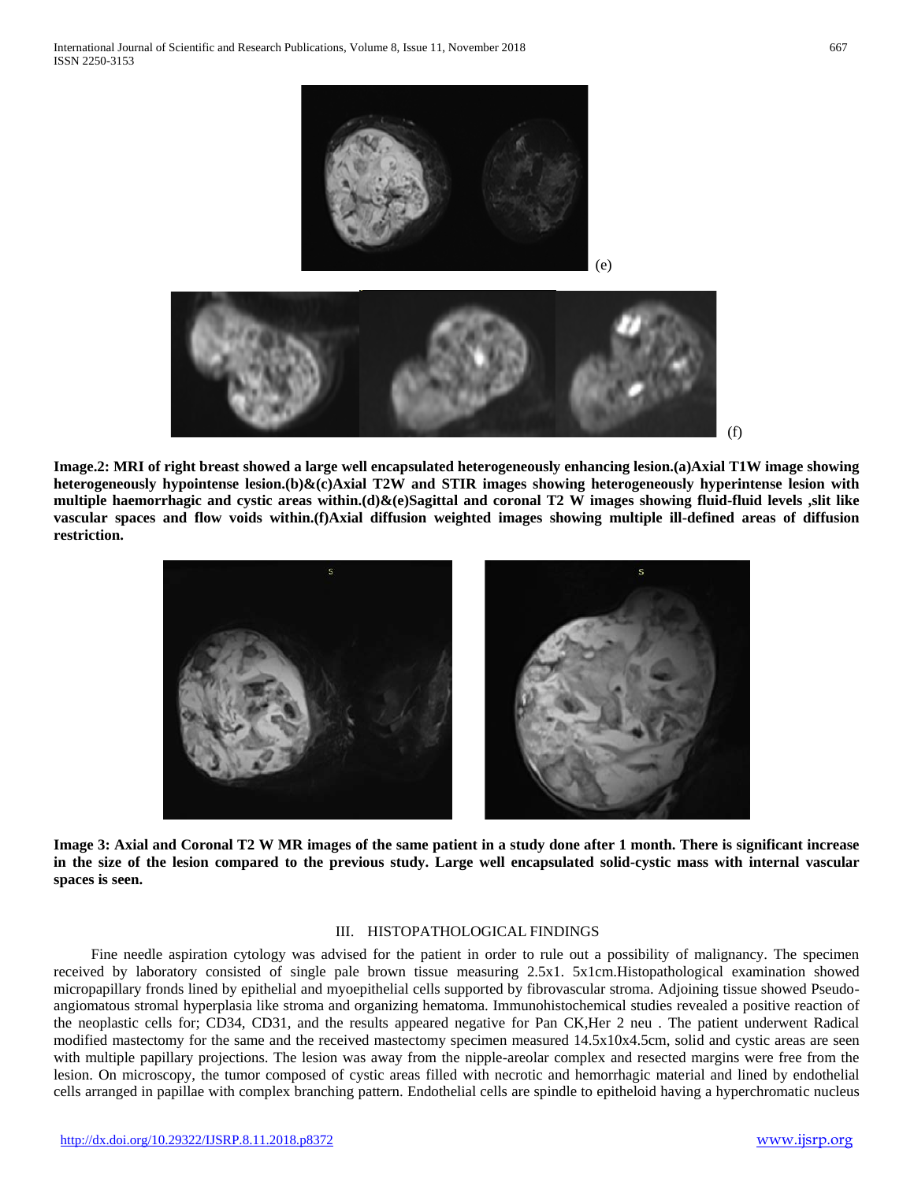(e)

(f)

**Image.2: MRI of right breast showed a large well encapsulated heterogeneously enhancing lesion.(a)Axial T1W image showing heterogeneously hypointense lesion.(b)&(c)Axial T2W and STIR images showing heterogeneously hyperintense lesion with multiple haemorrhagic and cystic areas within.(d)&(e)Sagittal and coronal T2 W images showing fluid-fluid levels ,slit like vascular spaces and flow voids within.(f)Axial diffusion weighted images showing multiple ill-defined areas of diffusion restriction.**

**Image 3: Axial and Coronal T2 W MR images of the same patient in a study done after 1 month. There is significant increase in the size of the lesion compared to the previous study. Large well encapsulated solid-cystic mass with internal vascular spaces is seen.**

## III. HISTOPATHOLOGICAL FINDINGS

Fine needle aspiration cytology was advised for the patient in order to rule out a possibility of malignancy. The specimen received by laboratory consisted of single pale brown tissue measuring 2.5x1. 5x1cm.Histopathological examination showed micropapillary fronds lined by epithelial and myoepithelial cells supported by fibrovascular stroma. Adjoining tissue showed Pseudo-angiomatous stromal hyperplasia like stroma and organizing hematoma. Immunohistochemical studies revealed a positive reaction of the neoplastic cells for; CD34, CD31, and the results appeared negative for Pan CK,Her 2 neu . The patient underwent Radical modified mastectomy for the same and the received mastectomy specimen measured 14.5x10x4.5cm, solid and cystic areas are seen with multiple papillary projections. The lesion was away from the nipple-areolar complex and resected margins were free from the lesion. On microscopy, the tumor composed of cystic areas filled with necrotic and hemorrhagic material and lined by endothelial cells arranged in papillae with complex branching pattern. Endothelial cells are spindle to epitheloid having a hyperchromatic nucleus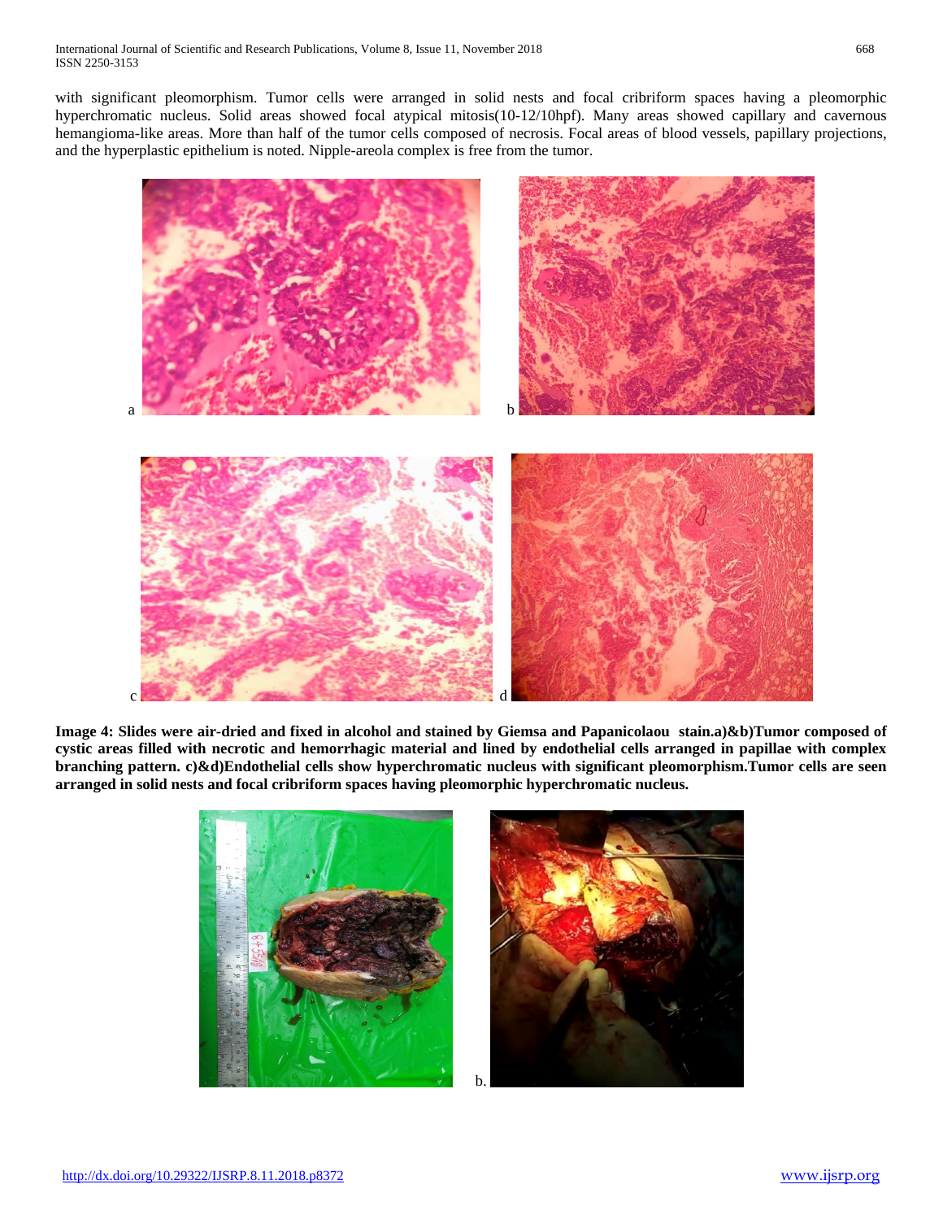with significant pleomorphism. Tumor cells were arranged in solid nests and focal cribriform spaces having a pleomorphic hyperchromatic nucleus. Solid areas showed focal atypical mitosis(10-12/10hpf). Many areas showed capillary and cavernous hemangioma-like areas. More than half of the tumor cells composed of necrosis. Focal areas of blood vessels, papillary projections, and the hyperplastic epithelium is noted. Nipple-areola complex is free from the tumor.

a b

c d

**Image 4: Slides were air-dried and fixed in alcohol and stained by Giemsa and Papanicolaou stain.a)&b)Tumor composed of cystic areas filled with necrotic and hemorrhagic material and lined by endothelial cells arranged in papillae with complex branching pattern. c)&d)Endothelial cells show hyperchromatic nucleus with significant pleomorphism.Tumor cells are seen arranged in solid nests and focal cribriform spaces having pleomorphic hyperchromatic nucleus.**

b.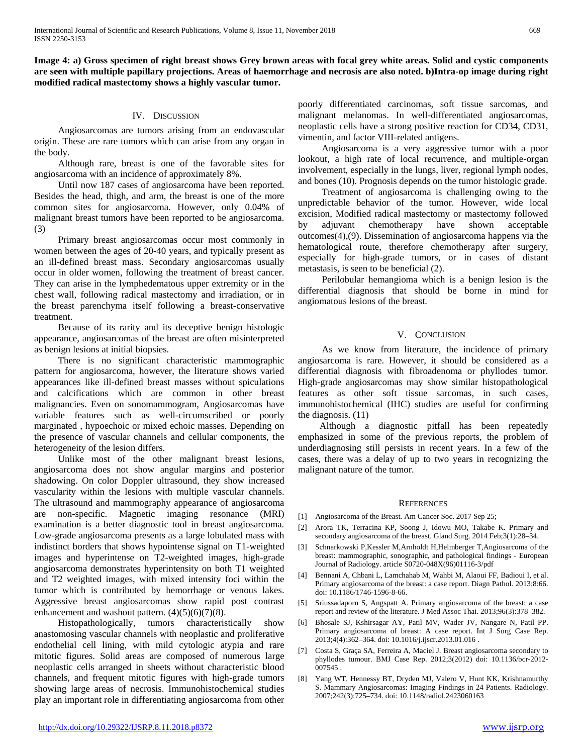**Image 4: a) Gross specimen of right breast shows Grey brown areas with focal grey white areas. Solid and cystic components are seen with multiple papillary projections. Areas of haemorrhage and necrosis are also noted. b)Intra-op image during right modified radical mastectomy shows a highly vascular tumor.**

## IV. Discussion

Angiosarcomas are tumors arising from an endovascular origin. These are rare tumors which can arise from any organ in the body.

Although rare, breast is one of the favorable sites for angiosarcoma with an incidence of approximately 8%.

Until now 187 cases of angiosarcoma have been reported. Besides the head, thigh, and arm, the breast is one of the more common sites for angiosarcoma. However, only 0.04% of malignant breast tumors have been reported to be angiosarcoma. (3)

Primary breast angiosarcomas occur most commonly in women between the ages of 20-40 years, and typically present as an ill-defined breast mass. Secondary angiosarcomas usually occur in older women, following the treatment of breast cancer. They can arise in the lymphedematous upper extremity or in the chest wall, following radical mastectomy and irradiation, or in the breast parenchyma itself following a breast-conservative treatment.

Because of its rarity and its deceptive benign histologic appearance, angiosarcomas of the breast are often misinterpreted as benign lesions at initial biopsies.

There is no significant characteristic mammographic pattern for angiosarcoma, however, the literature shows varied appearances like ill-defined breast masses without spiculations and calcifications which are common in other breast malignancies. Even on sonomammogram, Angiosarcomas have variable features such as well-circumscribed or poorly marginated , hypoechoic or mixed echoic masses. Depending on the presence of vascular channels and cellular components, the heterogeneity of the lesion differs.

Unlike most of the other malignant breast lesions, angiosarcoma does not show angular margins and posterior shadowing. On color Doppler ultrasound, they show increased vascularity within the lesions with multiple vascular channels. The ultrasound and mammography appearance of angiosarcoma are non-specific. Magnetic imaging resonance (MRI) examination is a better diagnostic tool in breast angiosarcoma. Low-grade angiosarcoma presents as a large lobulated mass with indistinct borders that shows hypointense signal on T1-weighted images and hyperintense on T2-weighted images, high-grade angiosarcoma demonstrates hyperintensity on both T1 weighted and T2 weighted images, with mixed intensity foci within the tumor which is contributed by hemorrhage or venous lakes. Aggressive breast angiosarcomas show rapid post contrast enhancement and washout pattern. (4)(5)(6)(7)(8).

Histopathologically, tumors characteristically show anastomosing vascular channels with neoplastic and proliferative endothelial cell lining, with mild cytologic atypia and rare mitotic figures. Solid areas are composed of numerous large neoplastic cells arranged in sheets without characteristic blood channels, and frequent mitotic figures with high-grade tumors showing large areas of necrosis. Immunohistochemical studies play an important role in differentiating angiosarcoma from other poorly differentiated carcinomas, soft tissue sarcomas, and malignant melanomas. In well-differentiated angiosarcomas, neoplastic cells have a strong positive reaction for CD34, CD31, vimentin, and factor VIII-related antigens.

Angiosarcoma is a very aggressive tumor with a poor lookout, a high rate of local recurrence, and multiple-organ involvement, especially in the lungs, liver, regional lymph nodes, and bones (10). Prognosis depends on the tumor histologic grade.

Treatment of angiosarcoma is challenging owing to the unpredictable behavior of the tumor. However, wide local excision, Modified radical mastectomy or mastectomy followed by adjuvant chemotherapy have shown acceptable outcomes(4),(9). Dissemination of angiosarcoma happens via the hematological route, therefore chemotherapy after surgery, especially for high-grade tumors, or in cases of distant metastasis, is seen to be beneficial (2).

Perilobular hemangioma which is a benign lesion is the differential diagnosis that should be borne in mind for angiomatous lesions of the breast.

## V. Conclusion

As we know from literature, the incidence of primary angiosarcoma is rare. However, it should be considered as a differential diagnosis with fibroadenoma or phyllodes tumor. High-grade angiosarcomas may show similar histopathological features as other soft tissue sarcomas, in such cases, immunohistochemical (IHC) studies are useful for confirming the diagnosis. (11)

Although a diagnostic pitfall has been repeatedly emphasized in some of the previous reports, the problem of underdiagnosing still persists in recent years. In a few of the cases, there was a delay of up to two years in recognizing the malignant nature of the tumor.

## References

[1] Angiosarcoma of the Breast. Am Cancer Soc. 2017 Sep 25;

[2] Arora TK, Terracina KP, Soong J, Idowu MO, Takabe K. Primary and secondary angiosarcoma of the breast. Gland Surg. 2014 Feb;3(1):28–34.

[3] Schnarkowski P,Kessler M,Arnholdt H,Helmberger T,Angiosarcoma of the breast: mammographic, sonographic, and pathological findings - European Journal of Radiology. article S0720-048X(96)01116-3/pdf

[4] Bennani A, Chbani L, Lamchahab M, Wahbi M, Alaoui FF, Badioui I, et al. Primary angiosarcoma of the breast: a case report. Diagn Pathol. 2013;8:66. doi: 10.1186/1746-1596-8-66.

[5] Sriussadaporn S, Angspatt A. Primary angiosarcoma of the breast: a case report and review of the literature. J Med Assoc Thai. 2013;96(3):378–382.

[6] Bhosale SJ, Kshirsagar AY, Patil MV, Wader JV, Nangare N, Patil PP. Primary angiosarcoma of breast: A case report. Int J Surg Case Rep. 2013;4(4):362–364. doi: 10.1016/j.ijscr.2013.01.016 .

[7] Costa S, Graça SA, Ferreira A, Maciel J. Breast angiosarcoma secondary to phyllodes tumour. BMJ Case Rep. 2012;3(2012) doi: 10.1136/bcr-2012-007545 .

[8] Yang WT, Hennessy BT, Dryden MJ, Valero V, Hunt KK, Krishnamurthy S. Mammary Angiosarcomas: Imaging Findings in 24 Patients. Radiology. 2007;242(3):725–734. doi: 10.1148/radiol.2423060163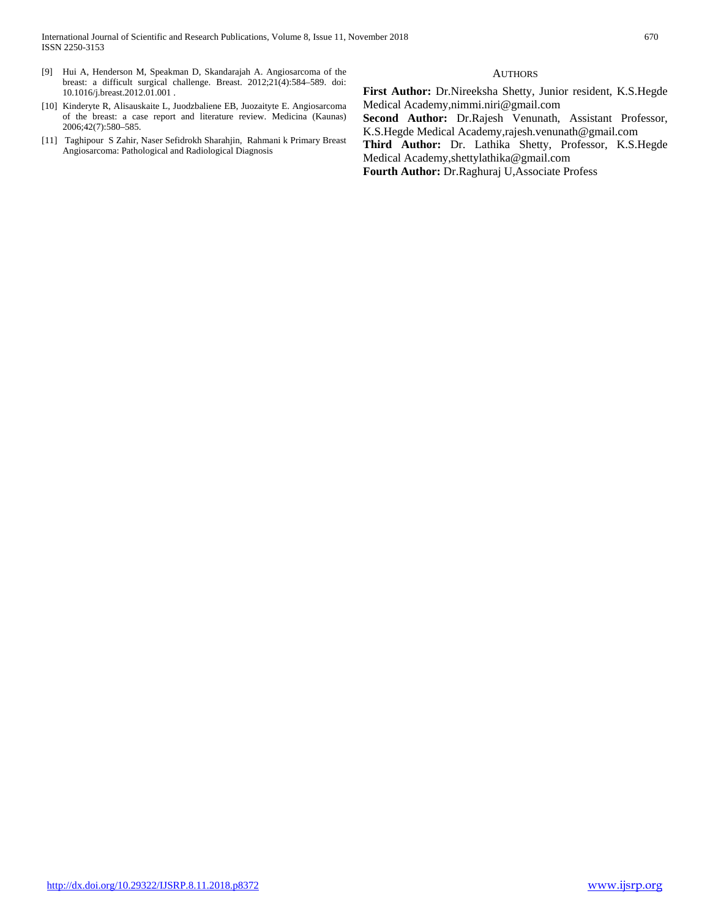[9] Hui A, Henderson M, Speakman D, Skandarajah A. Angiosarcoma of the breast: a difficult surgical challenge. Breast. 2012;21(4):584–589. doi: 10.1016/j.breast.2012.01.001 .

[10] Kinderyte R, Alisauskaite L, Juodzbaliene EB, Juozaityte E. Angiosarcoma of the breast: a case report and literature review. Medicina (Kaunas) 2006;42(7):580–585.

[11] Taghipour S Zahir, Naser Sefidrokh Sharahjin, Rahmani k Primary Breast Angiosarcoma: Pathological and Radiological Diagnosis

## AUTHORS

**First Author:** Dr.Nireeksha Shetty, Junior resident, K.S.Hegde Medical Academy,nimmi.niri@gmail.com

**Second Author:** Dr.Rajesh Venunath, Assistant Professor, K.S.Hegde Medical Academy,rajesh.venunath@gmail.com

**Third Author:** Dr. Lathika Shetty, Professor, K.S.Hegde Medical Academy,shettylathika@gmail.com

**Fourth Author:** Dr.Raghuraj U,Associate Profess